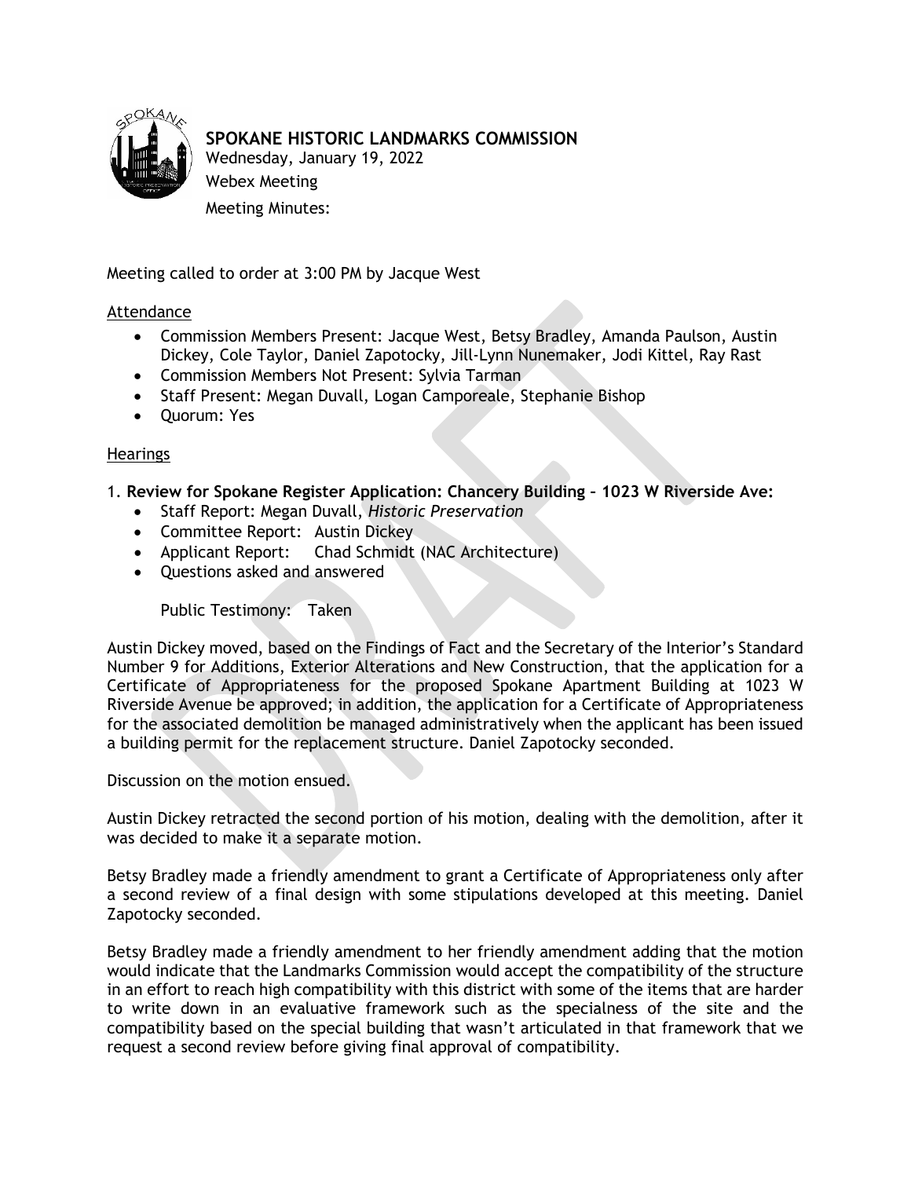# SPOKANE HISTORIC LANDMARKS COMMISSION

Wednesday, January 19, 2022

Webex Meeting

Meeting Minutes:

Meeting called to order at 3:00 PM by Jacque West

## Attendance

- Commission Members Present: Jacque West, Betsy Bradley, Amanda Paulson, Austin Dickey, Cole Taylor, Daniel Zapotocky, Jill-Lynn Nunemaker, Jodi Kittel, Ray Rast
- Commission Members Not Present: Sylvia Tarman
- Staff Present: Megan Duvall, Logan Camporeale, Stephanie Bishop
- Quorum: Yes

## Hearings

1. **Review for Spokane Register Application: Chancery Building – 1023 W Riverside Ave:**
   - Staff Report: Megan Duvall, *Historic Preservation*
   - Committee Report: Austin Dickey
   - Applicant Report: Chad Schmidt (NAC Architecture)
   - Questions asked and answered

   Public Testimony: Taken

Austin Dickey moved, based on the Findings of Fact and the Secretary of the Interior's Standard Number 9 for Additions, Exterior Alterations and New Construction, that the application for a Certificate of Appropriateness for the proposed Spokane Apartment Building at 1023 W Riverside Avenue be approved; in addition, the application for a Certificate of Appropriateness for the associated demolition be managed administratively when the applicant has been issued a building permit for the replacement structure. Daniel Zapotocky seconded.

Discussion on the motion ensued.

Austin Dickey retracted the second portion of his motion, dealing with the demolition, after it was decided to make it a separate motion.

Betsy Bradley made a friendly amendment to grant a Certificate of Appropriateness only after a second review of a final design with some stipulations developed at this meeting. Daniel Zapotocky seconded.

Betsy Bradley made a friendly amendment to her friendly amendment adding that the motion would indicate that the Landmarks Commission would accept the compatibility of the structure in an effort to reach high compatibility with this district with some of the items that are harder to write down in an evaluative framework such as the specialness of the site and the compatibility based on the special building that wasn't articulated in that framework that we request a second review before giving final approval of compatibility.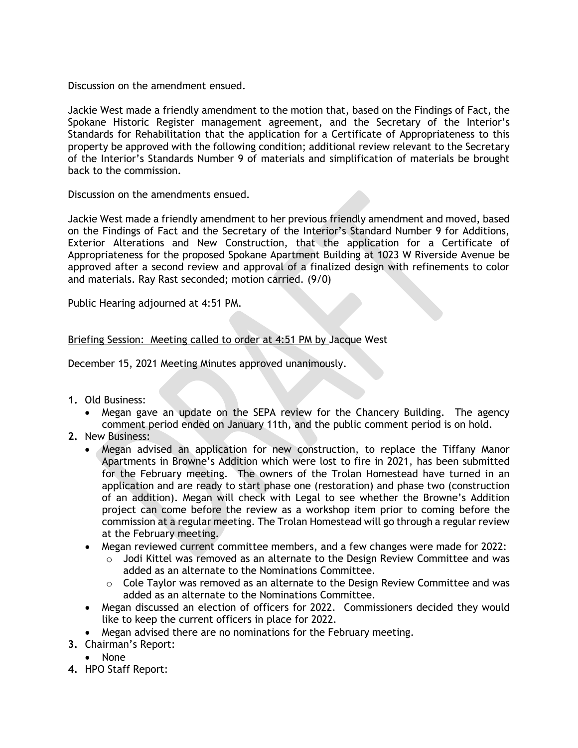Discussion on the amendment ensued.

Jackie West made a friendly amendment to the motion that, based on the Findings of Fact, the Spokane Historic Register management agreement, and the Secretary of the Interior's Standards for Rehabilitation that the application for a Certificate of Appropriateness to this property be approved with the following condition; additional review relevant to the Secretary of the Interior's Standards Number 9 of materials and simplification of materials be brought back to the commission.

Discussion on the amendments ensued.

Jackie West made a friendly amendment to her previous friendly amendment and moved, based on the Findings of Fact and the Secretary of the Interior's Standard Number 9 for Additions, Exterior Alterations and New Construction, that the application for a Certificate of Appropriateness for the proposed Spokane Apartment Building at 1023 W Riverside Avenue be approved after a second review and approval of a finalized design with refinements to color and materials. Ray Rast seconded; motion carried. (9/0)

Public Hearing adjourned at 4:51 PM.

Briefing Session: Meeting called to order at 4:51 PM by Jacque West

December 15, 2021 Meeting Minutes approved unanimously.

1. Old Business:
   - Megan gave an update on the SEPA review for the Chancery Building. The agency comment period ended on January 11th, and the public comment period is on hold.
2. New Business:
   - Megan advised an application for new construction, to replace the Tiffany Manor Apartments in Browne's Addition which were lost to fire in 2021, has been submitted for the February meeting. The owners of the Trolan Homestead have turned in an application and are ready to start phase one (restoration) and phase two (construction of an addition). Megan will check with Legal to see whether the Browne's Addition project can come before the review as a workshop item prior to coming before the commission at a regular meeting. The Trolan Homestead will go through a regular review at the February meeting.
   - Megan reviewed current committee members, and a few changes were made for 2022:
     - Jodi Kittel was removed as an alternate to the Design Review Committee and was added as an alternate to the Nominations Committee.
     - Cole Taylor was removed as an alternate to the Design Review Committee and was added as an alternate to the Nominations Committee.
   - Megan discussed an election of officers for 2022. Commissioners decided they would like to keep the current officers in place for 2022.
   - Megan advised there are no nominations for the February meeting.
3. Chairman's Report:
   - None
4. HPO Staff Report: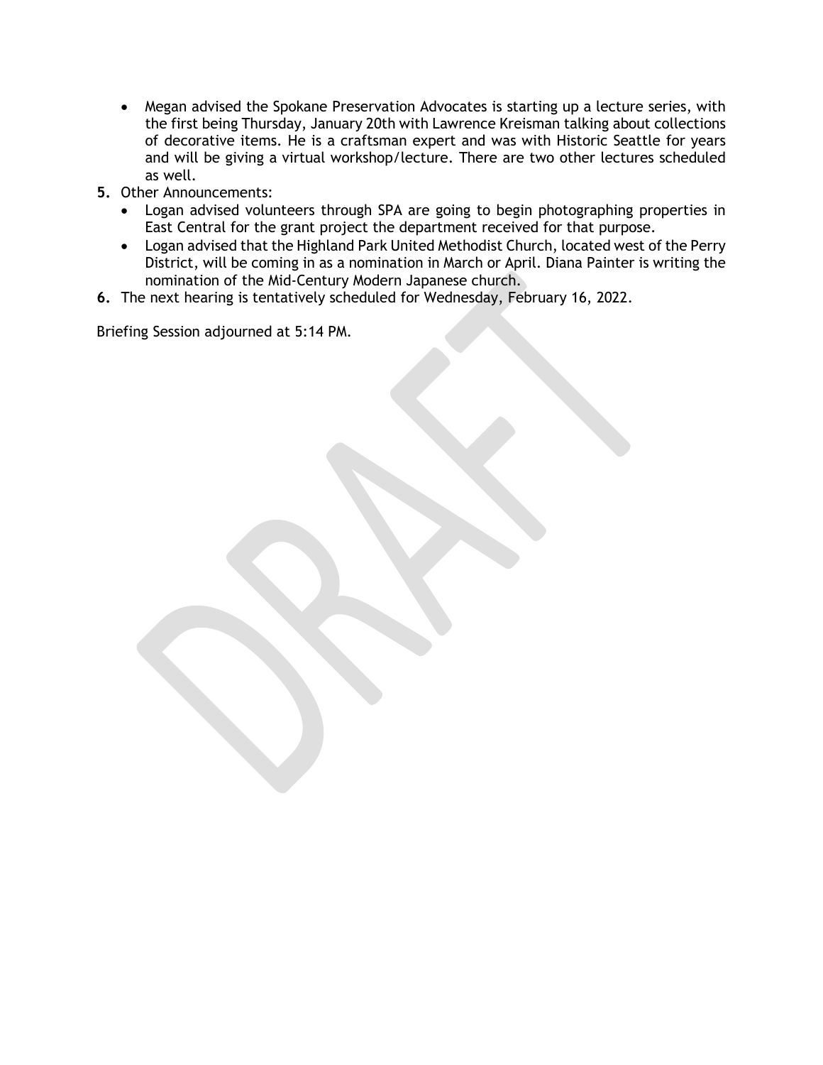- Megan advised the Spokane Preservation Advocates is starting up a lecture series, with the first being Thursday, January 20th with Lawrence Kreisman talking about collections of decorative items. He is a craftsman expert and was with Historic Seattle for years and will be giving a virtual workshop/lecture. There are two other lectures scheduled as well.

5. Other Announcements:
   - Logan advised volunteers through SPA are going to begin photographing properties in East Central for the grant project the department received for that purpose.
   - Logan advised that the Highland Park United Methodist Church, located west of the Perry District, will be coming in as a nomination in March or April. Diana Painter is writing the nomination of the Mid-Century Modern Japanese church.
6. The next hearing is tentatively scheduled for Wednesday, February 16, 2022.

Briefing Session adjourned at 5:14 PM.